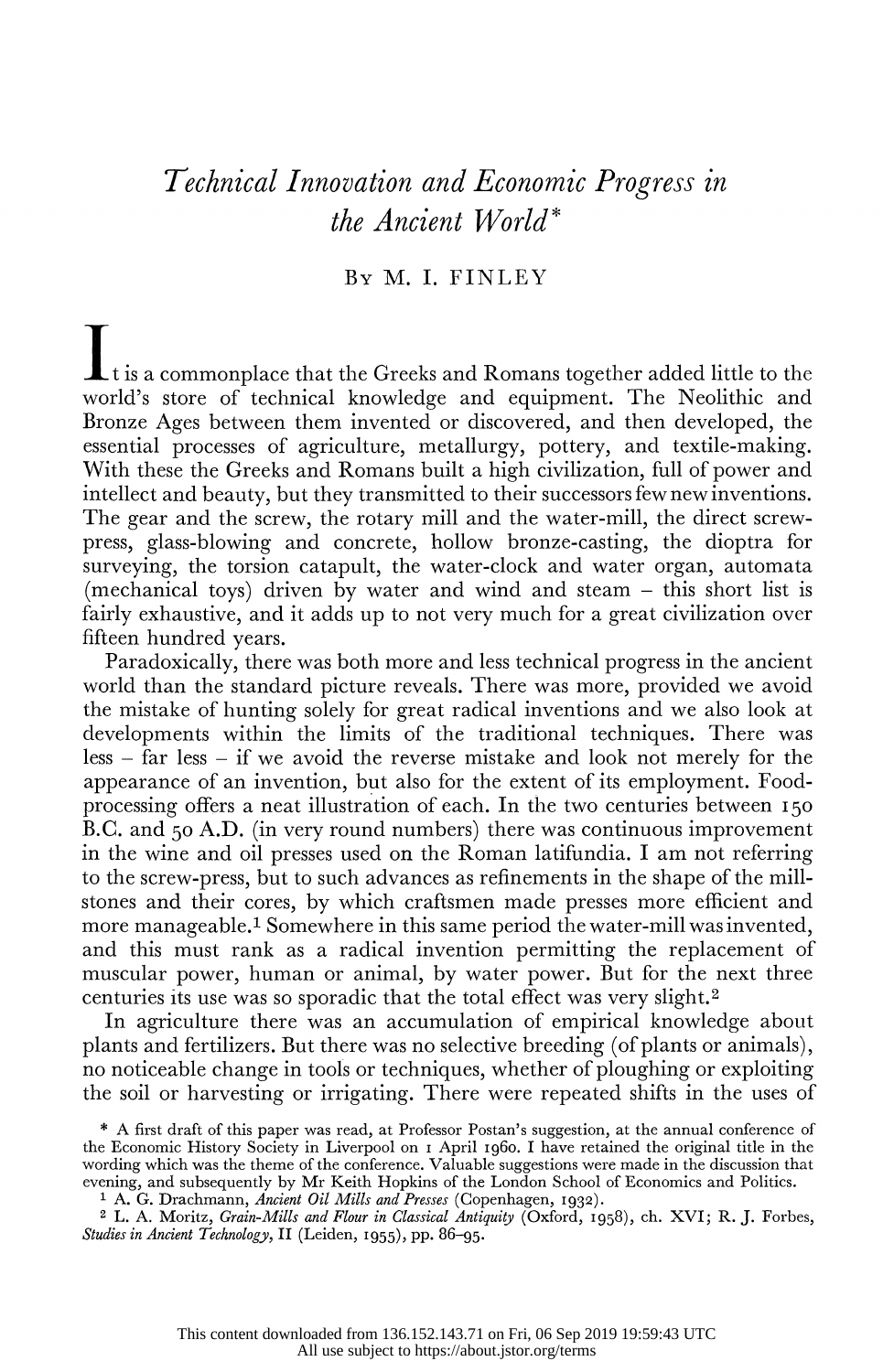# *Technical Innovation and Economic Progress in the Ancient World**

By M. I. FINLEY

It is a commonplace that the Greeks and Romans together added little to the world's store of technical knowledge and equipment. The Neolithic and Bronze Ages between them invented or discovered, and then developed, the essential processes of agriculture, metallurgy, pottery, and textile-making. With these the Greeks and Romans built a high civilization, full of power and intellect and beauty, but they transmitted to their successors few new inventions. The gear and the screw, the rotary mill and the water-mill, the direct screw-press, glass-blowing and concrete, hollow bronze-casting, the dioptra for surveying, the torsion catapult, the water-clock and water organ, automata (mechanical toys) driven by water and wind and steam – this short list is fairly exhaustive, and it adds up to not very much for a great civilization over fifteen hundred years.

Paradoxically, there was both more and less technical progress in the ancient world than the standard picture reveals. There was more, provided we avoid the mistake of hunting solely for great radical inventions and we also look at developments within the limits of the traditional techniques. There was less – far less – if we avoid the reverse mistake and look not merely for the appearance of an invention, but also for the extent of its employment. Food-processing offers a neat illustration of each. In the two centuries between 150 B.C. and 50 A.D. (in very round numbers) there was continuous improvement in the wine and oil presses used on the Roman latifundia. I am not referring to the screw-press, but to such advances as refinements in the shape of the mill-stones and their cores, by which craftsmen made presses more efficient and more manageable.[1] Somewhere in this same period the water-mill was invented, and this must rank as a radical invention permitting the replacement of muscular power, human or animal, by water power. But for the next three centuries its use was so sporadic that the total effect was very slight.[2]

In agriculture there was an accumulation of empirical knowledge about plants and fertilizers. But there was no selective breeding (of plants or animals), no noticeable change in tools or techniques, whether of ploughing or exploiting the soil or harvesting or irrigating. There were repeated shifts in the uses of

\* A first draft of this paper was read, at Professor Postan's suggestion, at the annual conference of the Economic History Society in Liverpool on 1 April 1960. I have retained the original title in the wording which was the theme of the conference. Valuable suggestions were made in the discussion that evening, and subsequently by Mr Keith Hopkins of the London School of Economics and Politics.

[1] A. G. Drachmann, *Ancient Oil Mills and Presses* (Copenhagen, 1932).

[2] L. A. Moritz, *Grain-Mills and Flour in Classical Antiquity* (Oxford, 1958), ch. XVI; R. J. Forbes, *Studies in Ancient Technology*, II (Leiden, 1955), pp. 86–95.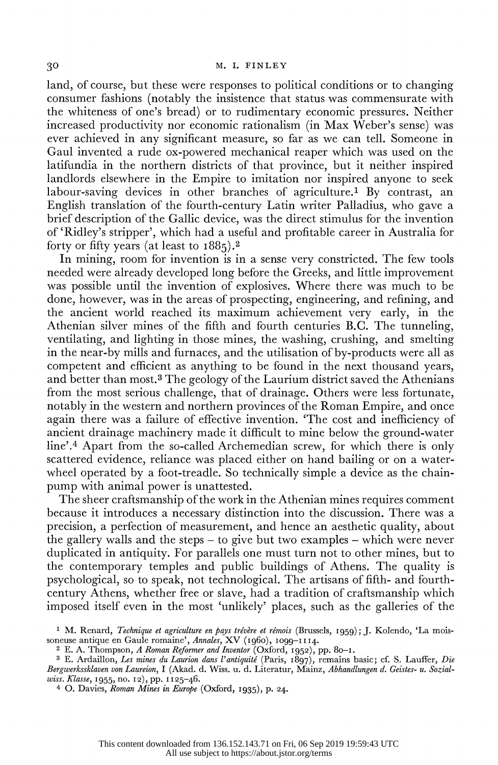land, of course, but these were responses to political conditions or to changing consumer fashions (notably the insistence that status was commensurate with the whiteness of one's bread) or to rudimentary economic pressures. Neither increased productivity nor economic rationalism (in Max Weber's sense) was ever achieved in any significant measure, so far as we can tell. Someone in Gaul invented a rude ox-powered mechanical reaper which was used on the latifundia in the northern districts of that province, but it neither inspired landlords elsewhere in the Empire to imitation nor inspired anyone to seek labour-saving devices in other branches of agriculture.[1] By contrast, an English translation of the fourth-century Latin writer Palladius, who gave a brief description of the Gallic device, was the direct stimulus for the invention of 'Ridley's stripper', which had a useful and profitable career in Australia for forty or fifty years (at least to 1885).[2]

In mining, room for invention is in a sense very constricted. The few tools needed were already developed long before the Greeks, and little improvement was possible until the invention of explosives. Where there was much to be done, however, was in the areas of prospecting, engineering, and refining, and the ancient world reached its maximum achievement very early, in the Athenian silver mines of the fifth and fourth centuries B.C. The tunneling, ventilating, and lighting in those mines, the washing, crushing, and smelting in the near-by mills and furnaces, and the utilisation of by-products were all as competent and efficient as anything to be found in the next thousand years, and better than most.[3] The geology of the Laurium district saved the Athenians from the most serious challenge, that of drainage. Others were less fortunate, notably in the western and northern provinces of the Roman Empire, and once again there was a failure of effective invention. 'The cost and inefficiency of ancient drainage machinery made it difficult to mine below the ground-water line'.[4] Apart from the so-called Archemedian screw, for which there is only scattered evidence, reliance was placed either on hand bailing or on a water-wheel operated by a foot-treadle. So technically simple a device as the chain-pump with animal power is unattested.

The sheer craftsmanship of the work in the Athenian mines requires comment because it introduces a necessary distinction into the discussion. There was a precision, a perfection of measurement, and hence an aesthetic quality, about the gallery walls and the steps – to give but two examples – which were never duplicated in antiquity. For parallels one must turn not to other mines, but to the contemporary temples and public buildings of Athens. The quality is psychological, so to speak, not technological. The artisans of fifth- and fourth-century Athens, whether free or slave, had a tradition of craftsmanship which imposed itself even in the most 'unlikely' places, such as the galleries of the

---

[1] M. Renard, *Technique et agriculture en pays trévère et rémois* (Brussels, 1959); J. Kolendo, 'La moissoneuse antique en Gaule romaine', *Annales*, XV (1960), 1099–1114.

[2] E. A. Thompson, *A Roman Reformer and Inventor* (Oxford, 1952), pp. 80–1.

[3] E. Ardaillon, *Les mines du Laurion dans l'antiquité* (Paris, 1897), remains basic; cf. S. Lauffer, *Die Bergwerkssklaven von Laureion*, I (Akad. d. Wiss. u. d. Literatur, Mainz, *Abhandlungen d. Geistes- u. Sozialwiss. Klasse*, 1955, no. 12), pp. 1125–46.

[4] O. Davies, *Roman Mines in Europe* (Oxford, 1935), p. 24.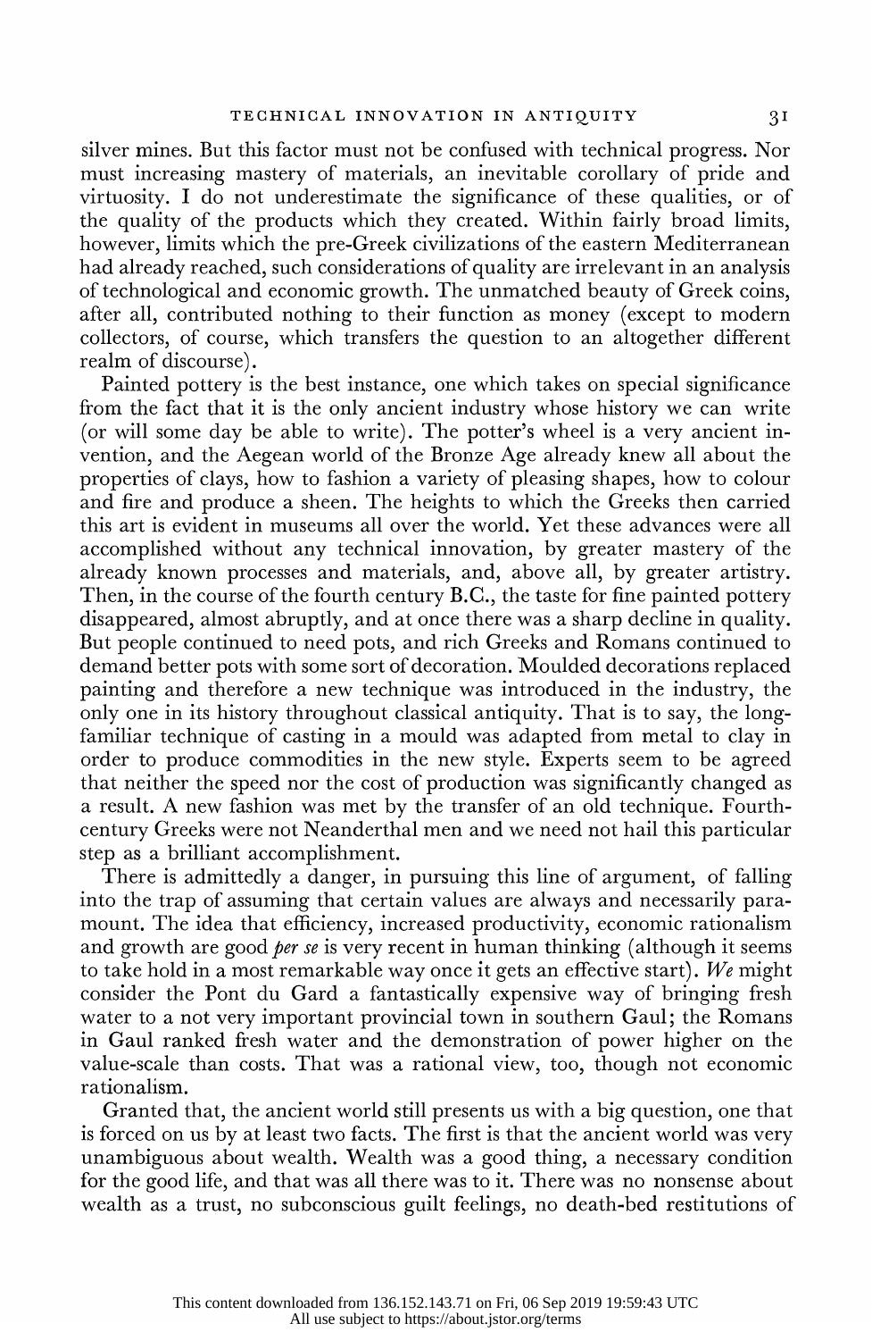silver mines. But this factor must not be confused with technical progress. Nor must increasing mastery of materials, an inevitable corollary of pride and virtuosity. I do not underestimate the significance of these qualities, or of the quality of the products which they created. Within fairly broad limits, however, limits which the pre-Greek civilizations of the eastern Mediterranean had already reached, such considerations of quality are irrelevant in an analysis of technological and economic growth. The unmatched beauty of Greek coins, after all, contributed nothing to their function as money (except to modern collectors, of course, which transfers the question to an altogether different realm of discourse).

Painted pottery is the best instance, one which takes on special significance from the fact that it is the only ancient industry whose history we can write (or will some day be able to write). The potter's wheel is a very ancient invention, and the Aegean world of the Bronze Age already knew all about the properties of clays, how to fashion a variety of pleasing shapes, how to colour and fire and produce a sheen. The heights to which the Greeks then carried this art is evident in museums all over the world. Yet these advances were all accomplished without any technical innovation, by greater mastery of the already known processes and materials, and, above all, by greater artistry. Then, in the course of the fourth century B.C., the taste for fine painted pottery disappeared, almost abruptly, and at once there was a sharp decline in quality. But people continued to need pots, and rich Greeks and Romans continued to demand better pots with some sort of decoration. Moulded decorations replaced painting and therefore a new technique was introduced in the industry, the only one in its history throughout classical antiquity. That is to say, the long-familiar technique of casting in a mould was adapted from metal to clay in order to produce commodities in the new style. Experts seem to be agreed that neither the speed nor the cost of production was significantly changed as a result. A new fashion was met by the transfer of an old technique. Fourth-century Greeks were not Neanderthal men and we need not hail this particular step as a brilliant accomplishment.

There is admittedly a danger, in pursuing this line of argument, of falling into the trap of assuming that certain values are always and necessarily paramount. The idea that efficiency, increased productivity, economic rationalism and growth are good *per se* is very recent in human thinking (although it seems to take hold in a most remarkable way once it gets an effective start). *We* might consider the Pont du Gard a fantastically expensive way of bringing fresh water to a not very important provincial town in southern Gaul; the Romans in Gaul ranked fresh water and the demonstration of power higher on the value-scale than costs. That was a rational view, too, though not economic rationalism.

Granted that, the ancient world still presents us with a big question, one that is forced on us by at least two facts. The first is that the ancient world was very unambiguous about wealth. Wealth was a good thing, a necessary condition for the good life, and that was all there was to it. There was no nonsense about wealth as a trust, no subconscious guilt feelings, no death-bed restitutions of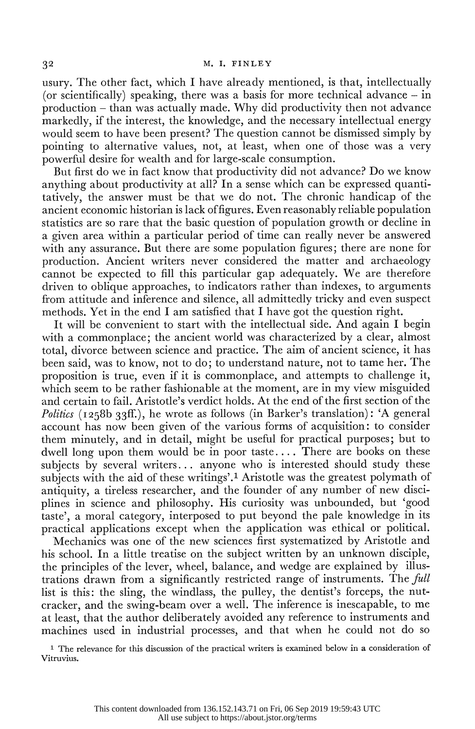usury. The other fact, which I have already mentioned, is that, intellectually (or scientifically) speaking, there was a basis for more technical advance – in production – than was actually made. Why did productivity then not advance markedly, if the interest, the knowledge, and the necessary intellectual energy would seem to have been present? The question cannot be dismissed simply by pointing to alternative values, not, at least, when one of those was a very powerful desire for wealth and for large-scale consumption.

But first do we in fact know that productivity did not advance? Do we know anything about productivity at all? In a sense which can be expressed quantitatively, the answer must be that we do not. The chronic handicap of the ancient economic historian is lack of figures. Even reasonably reliable population statistics are so rare that the basic question of population growth or decline in a given area within a particular period of time can really never be answered with any assurance. But there are some population figures; there are none for production. Ancient writers never considered the matter and archaeology cannot be expected to fill this particular gap adequately. We are therefore driven to oblique approaches, to indicators rather than indexes, to arguments from attitude and inference and silence, all admittedly tricky and even suspect methods. Yet in the end I am satisfied that I have got the question right.

It will be convenient to start with the intellectual side. And again I begin with a commonplace; the ancient world was characterized by a clear, almost total, divorce between science and practice. The aim of ancient science, it has been said, was to know, not to do; to understand nature, not to tame her. The proposition is true, even if it is commonplace, and attempts to challenge it, which seem to be rather fashionable at the moment, are in my view misguided and certain to fail. Aristotle's verdict holds. At the end of the first section of the *Politics* (1258b 33ff.), he wrote as follows (in Barker's translation): 'A general account has now been given of the various forms of acquisition: to consider them minutely, and in detail, might be useful for practical purposes; but to dwell long upon them would be in poor taste.... There are books on these subjects by several writers... anyone who is interested should study these subjects with the aid of these writings'.[1] Aristotle was the greatest polymath of antiquity, a tireless researcher, and the founder of any number of new disciplines in science and philosophy. His curiosity was unbounded, but 'good taste', a moral category, interposed to put beyond the pale knowledge in its practical applications except when the application was ethical or political.

Mechanics was one of the new sciences first systematized by Aristotle and his school. In a little treatise on the subject written by an unknown disciple, the principles of the lever, wheel, balance, and wedge are explained by illustrations drawn from a significantly restricted range of instruments. The *full* list is this: the sling, the windlass, the pulley, the dentist's forceps, the nutcracker, and the swing-beam over a well. The inference is inescapable, to me at least, that the author deliberately avoided any reference to instruments and machines used in industrial processes, and that when he could not do so

[1] The relevance for this discussion of the practical writers is examined below in a consideration of Vitruvius.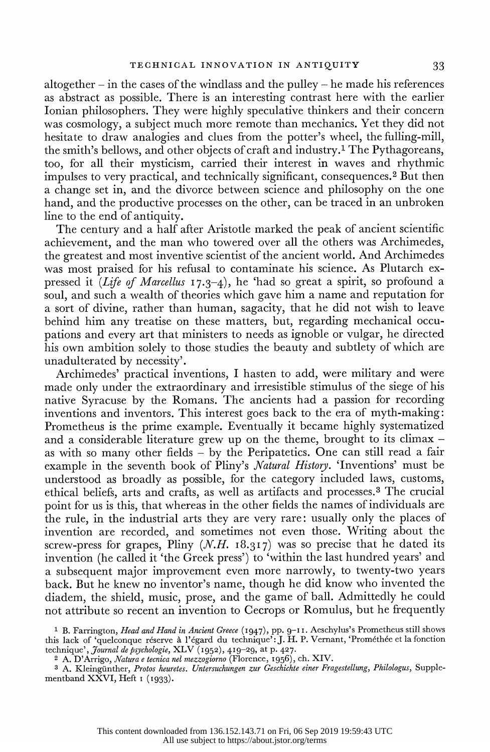altogether – in the cases of the windlass and the pulley – he made his references as abstract as possible. There is an interesting contrast here with the earlier Ionian philosophers. They were highly speculative thinkers and their concern was cosmology, a subject much more remote than mechanics. Yet they did not hesitate to draw analogies and clues from the potter's wheel, the fulling-mill, the smith's bellows, and other objects of craft and industry.[1] The Pythagoreans, too, for all their mysticism, carried their interest in waves and rhythmic impulses to very practical, and technically significant, consequences.[2] But then a change set in, and the divorce between science and philosophy on the one hand, and the productive processes on the other, can be traced in an unbroken line to the end of antiquity.

The century and a half after Aristotle marked the peak of ancient scientific achievement, and the man who towered over all the others was Archimedes, the greatest and most inventive scientist of the ancient world. And Archimedes was most praised for his refusal to contaminate his science. As Plutarch expressed it (*Life of Marcellus* 17.3–4), he 'had so great a spirit, so profound a soul, and such a wealth of theories which gave him a name and reputation for a sort of divine, rather than human, sagacity, that he did not wish to leave behind him any treatise on these matters, but, regarding mechanical occupations and every art that ministers to needs as ignoble or vulgar, he directed his own ambition solely to those studies the beauty and subtlety of which are unadulterated by necessity'.

Archimedes' practical inventions, I hasten to add, were military and were made only under the extraordinary and irresistible stimulus of the siege of his native Syracuse by the Romans. The ancients had a passion for recording inventions and inventors. This interest goes back to the era of myth-making: Prometheus is the prime example. Eventually it became highly systematized and a considerable literature grew up on the theme, brought to its climax – as with so many other fields – by the Peripatetics. One can still read a fair example in the seventh book of Pliny's *Natural History*. 'Inventions' must be understood as broadly as possible, for the category included laws, customs, ethical beliefs, arts and crafts, as well as artifacts and processes.[3] The crucial point for us is this, that whereas in the other fields the names of individuals are the rule, in the industrial arts they are very rare: usually only the places of invention are recorded, and sometimes not even those. Writing about the screw-press for grapes, Pliny (*N.H.* 18.317) was so precise that he dated its invention (he called it 'the Greek press') to 'within the last hundred years' and a subsequent major improvement even more narrowly, to twenty-two years back. But he knew no inventor's name, though he did know who invented the diadem, the shield, music, prose, and the game of ball. Admittedly he could not attribute so recent an invention to Cecrops or Romulus, but he frequently

[1] B. Farrington, *Head and Hand in Ancient Greece* (1947), pp. 9–11. Aeschylus's Prometheus still shows this lack of 'quelconque réserve à l'égard du technique': J. H. P. Vernant, 'Prométhée et la fonction technique', *Journal de psychologie*, XLV (1952), 419–29, at p. 427.

[2] A. D'Arrigo, *Natura e tecnica nel mezzogiorno* (Florence, 1956), ch. XIV.

[3] A. Kleingünther, *Protos heuretes. Untersuchungen zur Geschichte einer Fragestellung*, *Philologus*, Supplementband XXVI, Heft 1 (1933).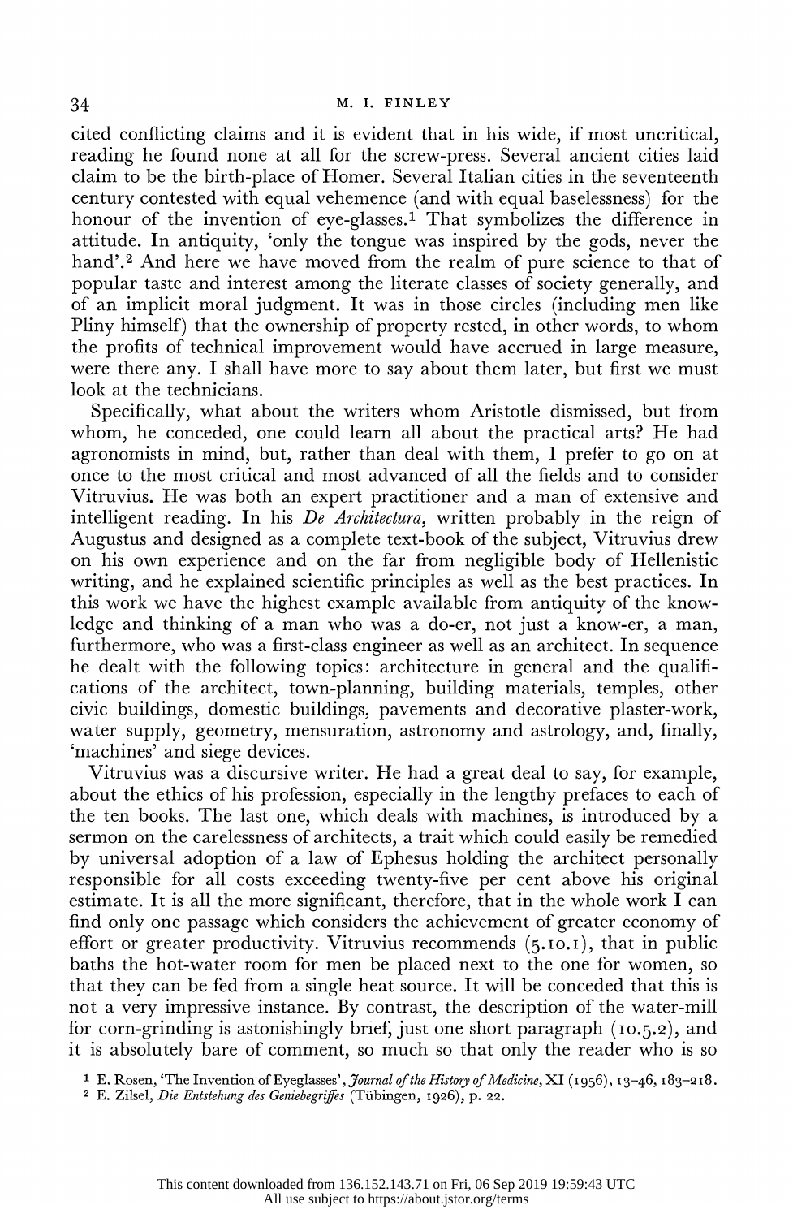cited conflicting claims and it is evident that in his wide, if most uncritical, reading he found none at all for the screw-press. Several ancient cities laid claim to be the birth-place of Homer. Several Italian cities in the seventeenth century contested with equal vehemence (and with equal baselessness) for the honour of the invention of eye-glasses.[1] That symbolizes the difference in attitude. In antiquity, 'only the tongue was inspired by the gods, never the hand'.[2] And here we have moved from the realm of pure science to that of popular taste and interest among the literate classes of society generally, and of an implicit moral judgment. It was in those circles (including men like Pliny himself) that the ownership of property rested, in other words, to whom the profits of technical improvement would have accrued in large measure, were there any. I shall have more to say about them later, but first we must look at the technicians.

Specifically, what about the writers whom Aristotle dismissed, but from whom, he conceded, one could learn all about the practical arts? He had agronomists in mind, but, rather than deal with them, I prefer to go on at once to the most critical and most advanced of all the fields and to consider Vitruvius. He was both an expert practitioner and a man of extensive and intelligent reading. In his *De Architectura*, written probably in the reign of Augustus and designed as a complete text-book of the subject, Vitruvius drew on his own experience and on the far from negligible body of Hellenistic writing, and he explained scientific principles as well as the best practices. In this work we have the highest example available from antiquity of the knowledge and thinking of a man who was a do-er, not just a know-er, a man, furthermore, who was a first-class engineer as well as an architect. In sequence he dealt with the following topics: architecture in general and the qualifications of the architect, town-planning, building materials, temples, other civic buildings, domestic buildings, pavements and decorative plaster-work, water supply, geometry, mensuration, astronomy and astrology, and, finally, 'machines' and siege devices.

Vitruvius was a discursive writer. He had a great deal to say, for example, about the ethics of his profession, especially in the lengthy prefaces to each of the ten books. The last one, which deals with machines, is introduced by a sermon on the carelessness of architects, a trait which could easily be remedied by universal adoption of a law of Ephesus holding the architect personally responsible for all costs exceeding twenty-five per cent above his original estimate. It is all the more significant, therefore, that in the whole work I can find only one passage which considers the achievement of greater economy of effort or greater productivity. Vitruvius recommends (5.10.1), that in public baths the hot-water room for men be placed next to the one for women, so that they can be fed from a single heat source. It will be conceded that this is not a very impressive instance. By contrast, the description of the water-mill for corn-grinding is astonishingly brief, just one short paragraph (10.5.2), and it is absolutely bare of comment, so much so that only the reader who is so

[1] E. Rosen, 'The Invention of Eyeglasses', *Journal of the History of Medicine*, XI (1956), 13–46, 183–218.

[2] E. Zilsel, *Die Entstehung des Geniebegriffes* (Tübingen, 1926), p. 22.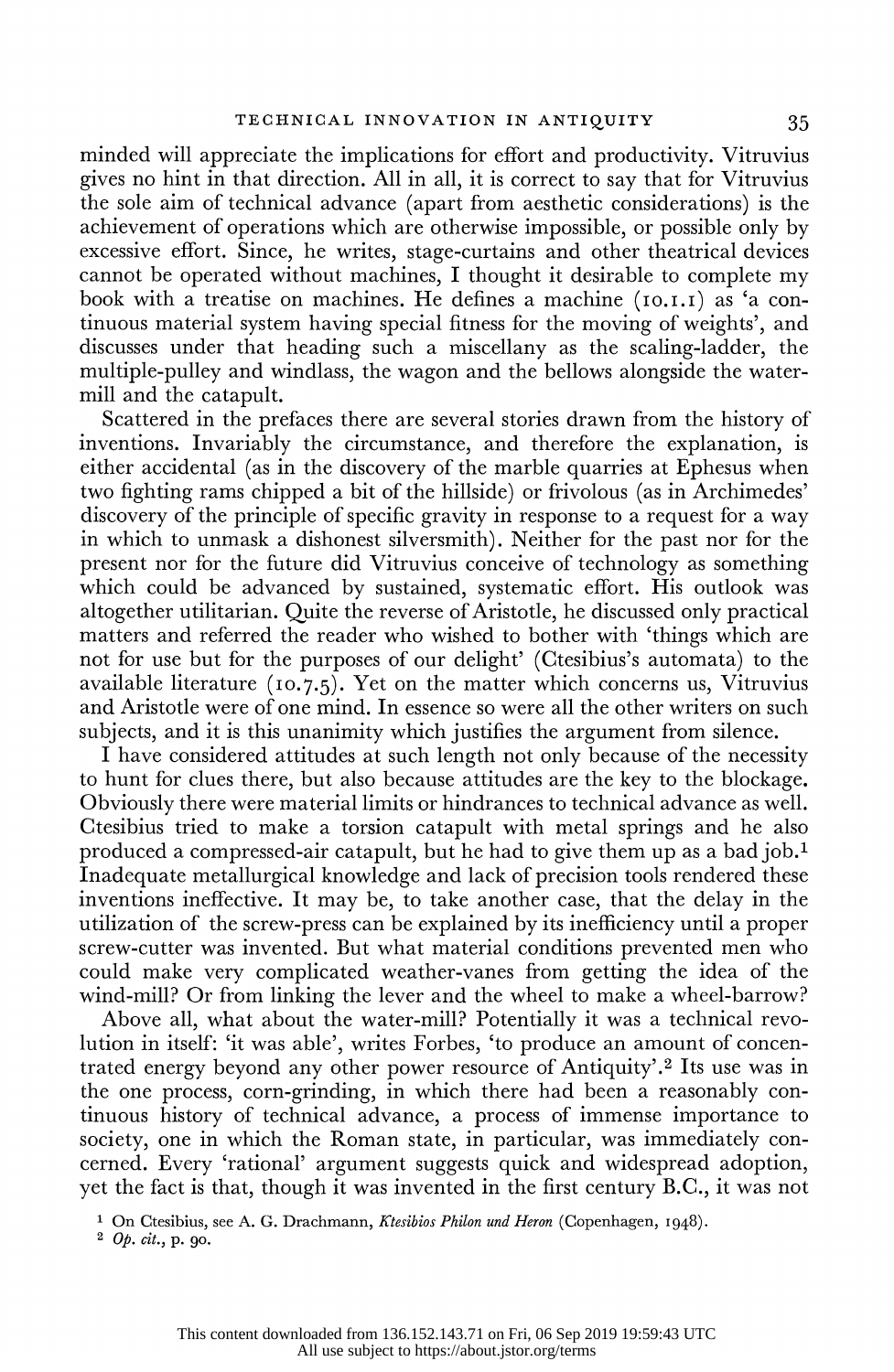minded will appreciate the implications for effort and productivity. Vitruvius gives no hint in that direction. All in all, it is correct to say that for Vitruvius the sole aim of technical advance (apart from aesthetic considerations) is the achievement of operations which are otherwise impossible, or possible only by excessive effort. Since, he writes, stage-curtains and other theatrical devices cannot be operated without machines, I thought it desirable to complete my book with a treatise on machines. He defines a machine (10.1.1) as 'a continuous material system having special fitness for the moving of weights', and discusses under that heading such a miscellany as the scaling-ladder, the multiple-pulley and windlass, the wagon and the bellows alongside the water-mill and the catapult.

Scattered in the prefaces there are several stories drawn from the history of inventions. Invariably the circumstance, and therefore the explanation, is either accidental (as in the discovery of the marble quarries at Ephesus when two fighting rams chipped a bit of the hillside) or frivolous (as in Archimedes' discovery of the principle of specific gravity in response to a request for a way in which to unmask a dishonest silversmith). Neither for the past nor for the present nor for the future did Vitruvius conceive of technology as something which could be advanced by sustained, systematic effort. His outlook was altogether utilitarian. Quite the reverse of Aristotle, he discussed only practical matters and referred the reader who wished to bother with 'things which are not for use but for the purposes of our delight' (Ctesibius's automata) to the available literature (10.7.5). Yet on the matter which concerns us, Vitruvius and Aristotle were of one mind. In essence so were all the other writers on such subjects, and it is this unanimity which justifies the argument from silence.

I have considered attitudes at such length not only because of the necessity to hunt for clues there, but also because attitudes are the key to the blockage. Obviously there were material limits or hindrances to technical advance as well. Ctesibius tried to make a torsion catapult with metal springs and he also produced a compressed-air catapult, but he had to give them up as a bad job.[1] Inadequate metallurgical knowledge and lack of precision tools rendered these inventions ineffective. It may be, to take another case, that the delay in the utilization of the screw-press can be explained by its inefficiency until a proper screw-cutter was invented. But what material conditions prevented men who could make very complicated weather-vanes from getting the idea of the wind-mill? Or from linking the lever and the wheel to make a wheel-barrow?

Above all, what about the water-mill? Potentially it was a technical revolution in itself: 'it was able', writes Forbes, 'to produce an amount of concentrated energy beyond any other power resource of Antiquity'.[2] Its use was in the one process, corn-grinding, in which there had been a reasonably continuous history of technical advance, a process of immense importance to society, one in which the Roman state, in particular, was immediately concerned. Every 'rational' argument suggests quick and widespread adoption, yet the fact is that, though it was invented in the first century B.C., it was not

[1] On Ctesibius, see A. G. Drachmann, *Ktesibios Philon und Heron* (Copenhagen, 1948).

[2] *Op. cit.*, p. 90.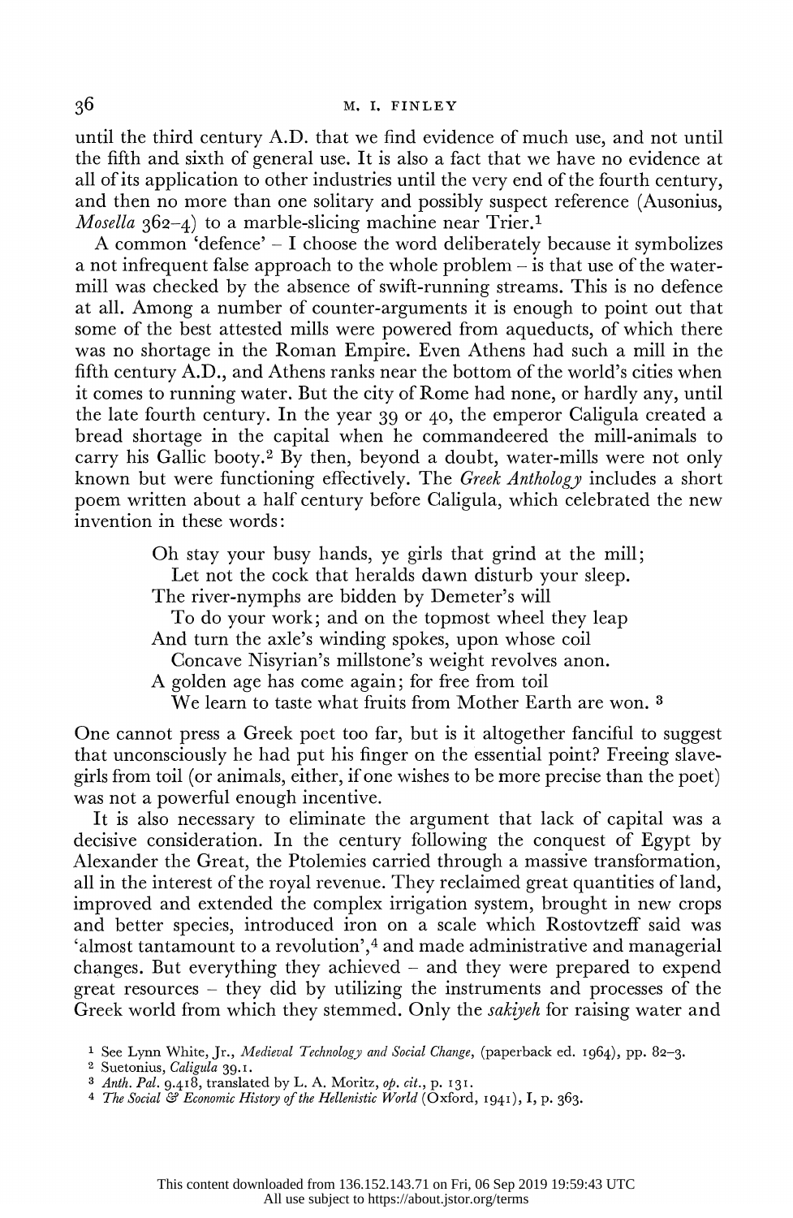until the third century A.D. that we find evidence of much use, and not until the fifth and sixth of general use. It is also a fact that we have no evidence at all of its application to other industries until the very end of the fourth century, and then no more than one solitary and possibly suspect reference (Ausonius, *Mosella* 362–4) to a marble-slicing machine near Trier.[1]

A common 'defence' – I choose the word deliberately because it symbolizes a not infrequent false approach to the whole problem – is that use of the water-mill was checked by the absence of swift-running streams. This is no defence at all. Among a number of counter-arguments it is enough to point out that some of the best attested mills were powered from aqueducts, of which there was no shortage in the Roman Empire. Even Athens had such a mill in the fifth century A.D., and Athens ranks near the bottom of the world's cities when it comes to running water. But the city of Rome had none, or hardly any, until the late fourth century. In the year 39 or 40, the emperor Caligula created a bread shortage in the capital when he commandeered the mill-animals to carry his Gallic booty.[2] By then, beyond a doubt, water-mills were not only known but were functioning effectively. The *Greek Anthology* includes a short poem written about a half century before Caligula, which celebrated the new invention in these words:

> Oh stay your busy hands, ye girls that grind at the mill;
> Let not the cock that heralds dawn disturb your sleep.
> The river-nymphs are bidden by Demeter's will
> To do your work; and on the topmost wheel they leap
> And turn the axle's winding spokes, upon whose coil
> Concave Nisyrian's millstone's weight revolves anon.
> A golden age has come again; for free from toil
> We learn to taste what fruits from Mother Earth are won. [3]

One cannot press a Greek poet too far, but is it altogether fanciful to suggest that unconsciously he had put his finger on the essential point? Freeing slave-girls from toil (or animals, either, if one wishes to be more precise than the poet) was not a powerful enough incentive.

It is also necessary to eliminate the argument that lack of capital was a decisive consideration. In the century following the conquest of Egypt by Alexander the Great, the Ptolemies carried through a massive transformation, all in the interest of the royal revenue. They reclaimed great quantities of land, improved and extended the complex irrigation system, brought in new crops and better species, introduced iron on a scale which Rostovtzeff said was 'almost tantamount to a revolution',[4] and made administrative and managerial changes. But everything they achieved – and they were prepared to expend great resources – they did by utilizing the instruments and processes of the Greek world from which they stemmed. Only the *sakiyeh* for raising water and

---

[1] See Lynn White, Jr., *Medieval Technology and Social Change*, (paperback ed. 1964), pp. 82–3.

[2] Suetonius, *Caligula* 39.1.

[3] *Anth. Pal.* 9.418, translated by L. A. Moritz, *op. cit.*, p. 131.

[4] *The Social & Economic History of the Hellenistic World* (Oxford, 1941), I, p. 363.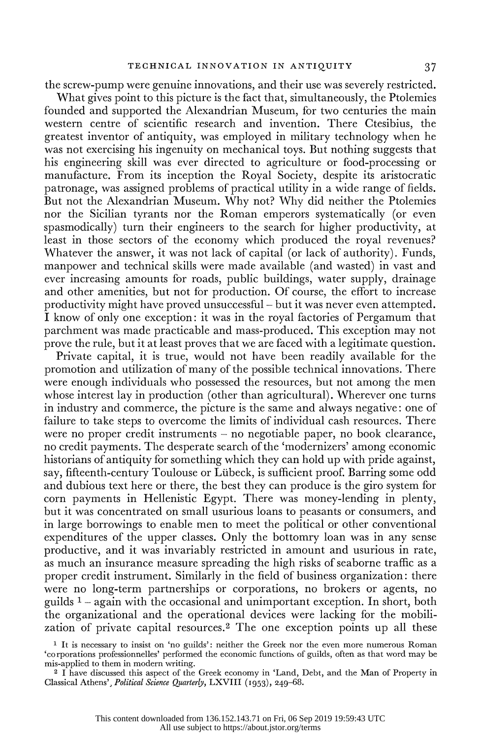the screw-pump were genuine innovations, and their use was severely restricted.

What gives point to this picture is the fact that, simultaneously, the Ptolemies founded and supported the Alexandrian Museum, for two centuries the main western centre of scientific research and invention. There Ctesibius, the greatest inventor of antiquity, was employed in military technology when he was not exercising his ingenuity on mechanical toys. But nothing suggests that his engineering skill was ever directed to agriculture or food-processing or manufacture. From its inception the Royal Society, despite its aristocratic patronage, was assigned problems of practical utility in a wide range of fields. But not the Alexandrian Museum. Why not? Why did neither the Ptolemies nor the Sicilian tyrants nor the Roman emperors systematically (or even spasmodically) turn their engineers to the search for higher productivity, at least in those sectors of the economy which produced the royal revenues? Whatever the answer, it was not lack of capital (or lack of authority). Funds, manpower and technical skills were made available (and wasted) in vast and ever increasing amounts for roads, public buildings, water supply, drainage and other amenities, but not for production. Of course, the effort to increase productivity might have proved unsuccessful – but it was never even attempted. I know of only one exception: it was in the royal factories of Pergamum that parchment was made practicable and mass-produced. This exception may not prove the rule, but it at least proves that we are faced with a legitimate question.

Private capital, it is true, would not have been readily available for the promotion and utilization of many of the possible technical innovations. There were enough individuals who possessed the resources, but not among the men whose interest lay in production (other than agricultural). Wherever one turns in industry and commerce, the picture is the same and always negative: one of failure to take steps to overcome the limits of individual cash resources. There were no proper credit instruments – no negotiable paper, no book clearance, no credit payments. The desperate search of the 'modernizers' among economic historians of antiquity for something which they can hold up with pride against, say, fifteenth-century Toulouse or Lübeck, is sufficient proof. Barring some odd and dubious text here or there, the best they can produce is the giro system for corn payments in Hellenistic Egypt. There was money-lending in plenty, but it was concentrated on small usurious loans to peasants or consumers, and in large borrowings to enable men to meet the political or other conventional expenditures of the upper classes. Only the bottomry loan was in any sense productive, and it was invariably restricted in amount and usurious in rate, as much an insurance measure spreading the high risks of seaborne traffic as a proper credit instrument. Similarly in the field of business organization: there were no long-term partnerships or corporations, no brokers or agents, no guilds [1] – again with the occasional and unimportant exception. In short, both the organizational and the operational devices were lacking for the mobilization of private capital resources.[2] The one exception points up all these

[1] It is necessary to insist on 'no guilds': neither the Greek nor the even more numerous Roman 'corporations professionnelles' performed the economic functions of guilds, often as that word may be mis-applied to them in modern writing.

[2] I have discussed this aspect of the Greek economy in 'Land, Debt, and the Man of Property in Classical Athens', *Political Science Quarterly*, LXVIII (1953), 249–68.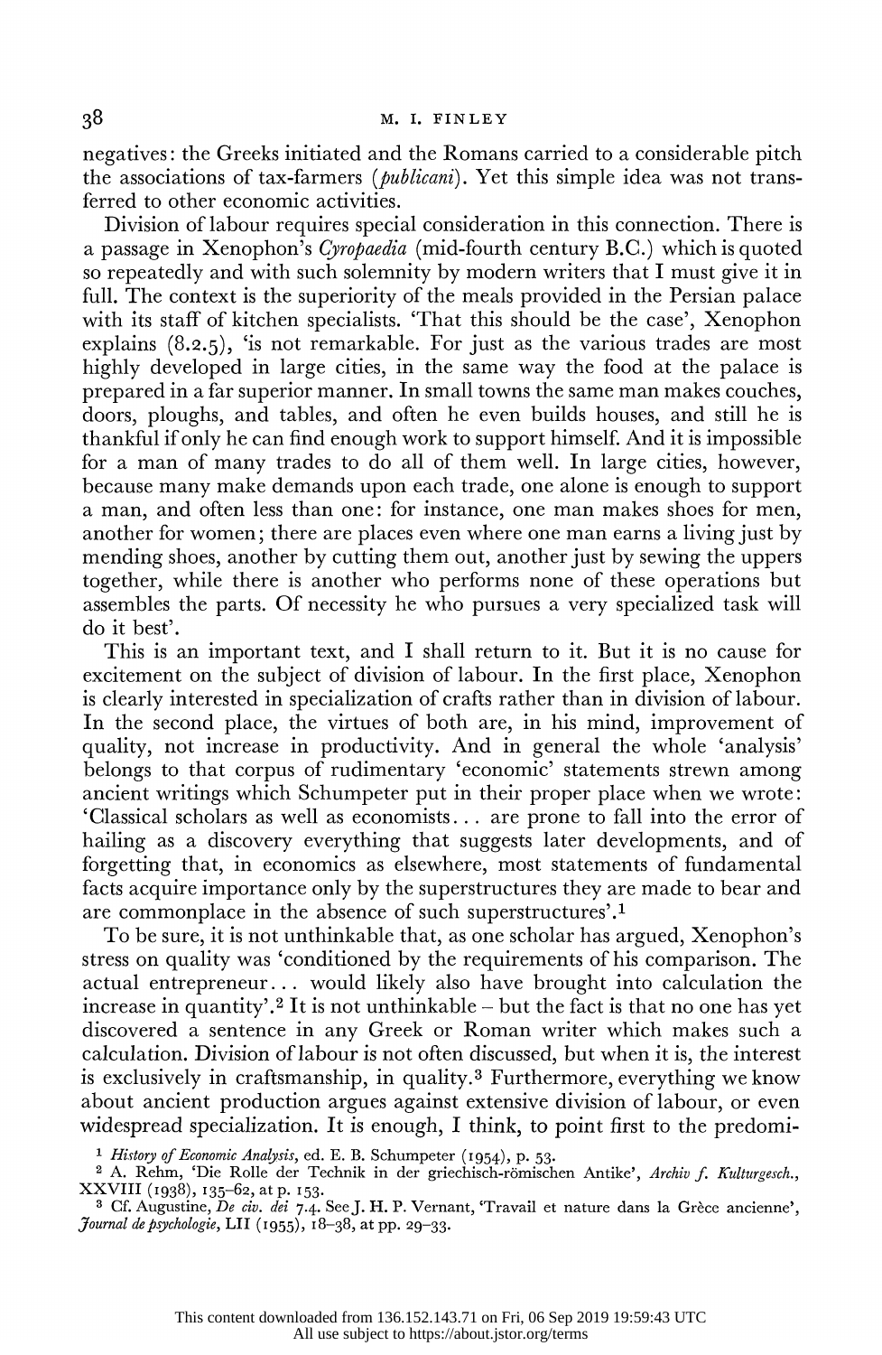negatives: the Greeks initiated and the Romans carried to a considerable pitch the associations of tax-farmers (*publicani*). Yet this simple idea was not transferred to other economic activities.

Division of labour requires special consideration in this connection. There is a passage in Xenophon's *Cyropaedia* (mid-fourth century B.C.) which is quoted so repeatedly and with such solemnity by modern writers that I must give it in full. The context is the superiority of the meals provided in the Persian palace with its staff of kitchen specialists. 'That this should be the case', Xenophon explains (8.2.5), 'is not remarkable. For just as the various trades are most highly developed in large cities, in the same way the food at the palace is prepared in a far superior manner. In small towns the same man makes couches, doors, ploughs, and tables, and often he even builds houses, and still he is thankful if only he can find enough work to support himself. And it is impossible for a man of many trades to do all of them well. In large cities, however, because many make demands upon each trade, one alone is enough to support a man, and often less than one: for instance, one man makes shoes for men, another for women; there are places even where one man earns a living just by mending shoes, another by cutting them out, another just by sewing the uppers together, while there is another who performs none of these operations but assembles the parts. Of necessity he who pursues a very specialized task will do it best'.

This is an important text, and I shall return to it. But it is no cause for excitement on the subject of division of labour. In the first place, Xenophon is clearly interested in specialization of crafts rather than in division of labour. In the second place, the virtues of both are, in his mind, improvement of quality, not increase in productivity. And in general the whole 'analysis' belongs to that corpus of rudimentary 'economic' statements strewn among ancient writings which Schumpeter put in their proper place when we wrote: 'Classical scholars as well as economists... are prone to fall into the error of hailing as a discovery everything that suggests later developments, and of forgetting that, in economics as elsewhere, most statements of fundamental facts acquire importance only by the superstructures they are made to bear and are commonplace in the absence of such superstructures'.[1]

To be sure, it is not unthinkable that, as one scholar has argued, Xenophon's stress on quality was 'conditioned by the requirements of his comparison. The actual entrepreneur... would likely also have brought into calculation the increase in quantity'.[2] It is not unthinkable – but the fact is that no one has yet discovered a sentence in any Greek or Roman writer which makes such a calculation. Division of labour is not often discussed, but when it is, the interest is exclusively in craftsmanship, in quality.[3] Furthermore, everything we know about ancient production argues against extensive division of labour, or even widespread specialization. It is enough, I think, to point first to the predomi-

[1] *History of Economic Analysis*, ed. E. B. Schumpeter (1954), p. 53.

[2] A. Rehm, 'Die Rolle der Technik in der griechisch-römischen Antike', *Archiv f. Kulturgesch.*, XXVIII (1938), 135–62, at p. 153.

[3] Cf. Augustine, *De civ. dei* 7.4. See J. H. P. Vernant, 'Travail et nature dans la Grèce ancienne', *Journal de psychologie*, LII (1955), 18–38, at pp. 29–33.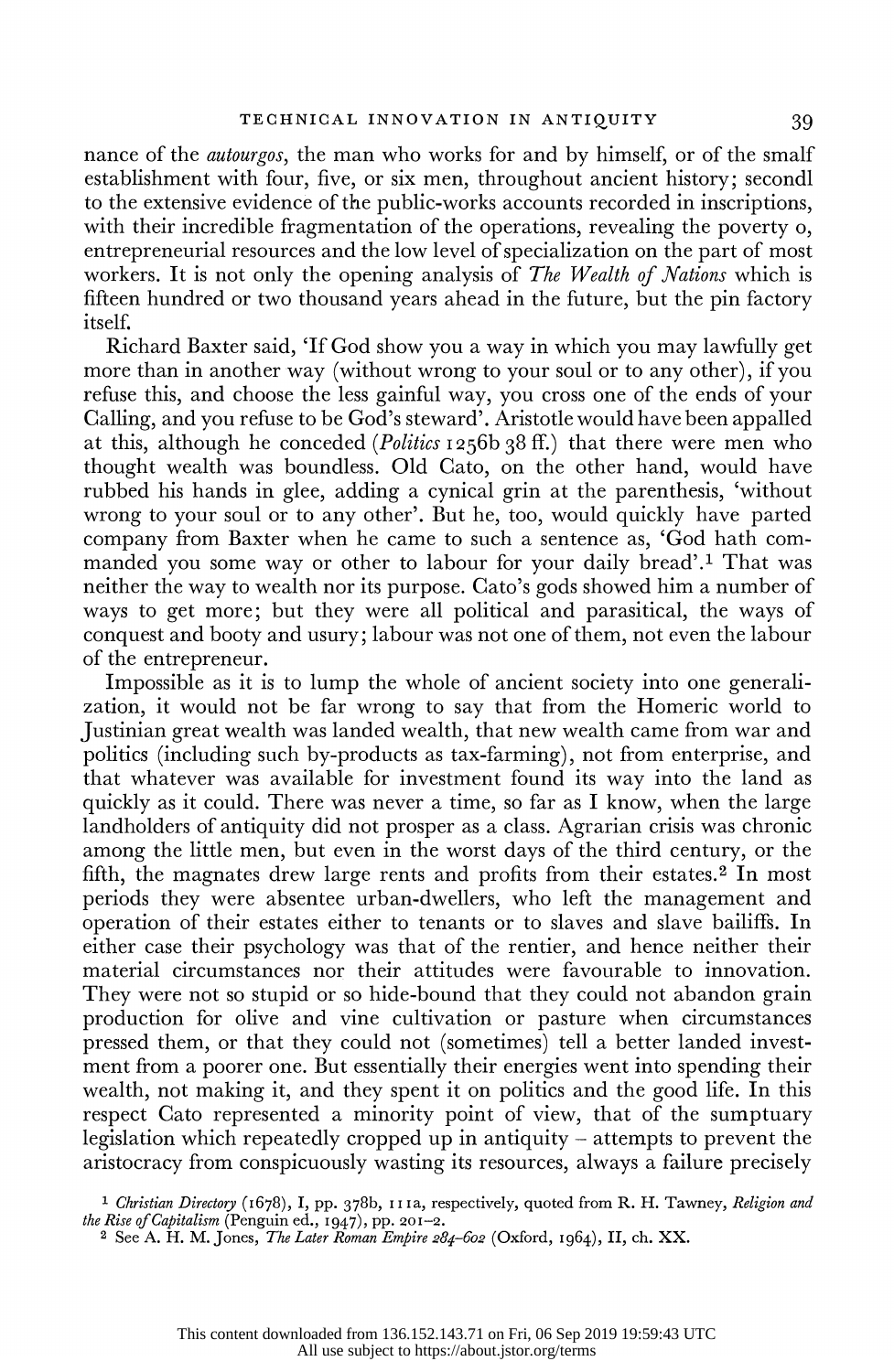nance of the *autourgos*, the man who works for and by himself, or of the smalf establishment with four, five, or six men, throughout ancient history; secondl to the extensive evidence of the public-works accounts recorded in inscriptions, with their incredible fragmentation of the operations, revealing the poverty o, entrepreneurial resources and the low level of specialization on the part of most workers. It is not only the opening analysis of *The Wealth of Nations* which is fifteen hundred or two thousand years ahead in the future, but the pin factory itself.

Richard Baxter said, 'If God show you a way in which you may lawfully get more than in another way (without wrong to your soul or to any other), if you refuse this, and choose the less gainful way, you cross one of the ends of your Calling, and you refuse to be God's steward'. Aristotle would have been appalled at this, although he conceded (*Politics* 1256b 38 ff.) that there were men who thought wealth was boundless. Old Cato, on the other hand, would have rubbed his hands in glee, adding a cynical grin at the parenthesis, 'without wrong to your soul or to any other'. But he, too, would quickly have parted company from Baxter when he came to such a sentence as, 'God hath commanded you some way or other to labour for your daily bread'.[1] That was neither the way to wealth nor its purpose. Cato's gods showed him a number of ways to get more; but they were all political and parasitical, the ways of conquest and booty and usury; labour was not one of them, not even the labour of the entrepreneur.

Impossible as it is to lump the whole of ancient society into one generalization, it would not be far wrong to say that from the Homeric world to Justinian great wealth was landed wealth, that new wealth came from war and politics (including such by-products as tax-farming), not from enterprise, and that whatever was available for investment found its way into the land as quickly as it could. There was never a time, so far as I know, when the large landholders of antiquity did not prosper as a class. Agrarian crisis was chronic among the little men, but even in the worst days of the third century, or the fifth, the magnates drew large rents and profits from their estates.[2] In most periods they were absentee urban-dwellers, who left the management and operation of their estates either to tenants or to slaves and slave bailiffs. In either case their psychology was that of the rentier, and hence neither their material circumstances nor their attitudes were favourable to innovation. They were not so stupid or so hide-bound that they could not abandon grain production for olive and vine cultivation or pasture when circumstances pressed them, or that they could not (sometimes) tell a better landed investment from a poorer one. But essentially their energies went into spending their wealth, not making it, and they spent it on politics and the good life. In this respect Cato represented a minority point of view, that of the sumptuary legislation which repeatedly cropped up in antiquity – attempts to prevent the aristocracy from conspicuously wasting its resources, always a failure precisely

[1] *Christian Directory* (1678), I, pp. 378b, 111a, respectively, quoted from R. H. Tawney, *Religion and the Rise of Capitalism* (Penguin ed., 1947), pp. 201–2.

[2] See A. H. M. Jones, *The Later Roman Empire 284–602* (Oxford, 1964), II, ch. XX.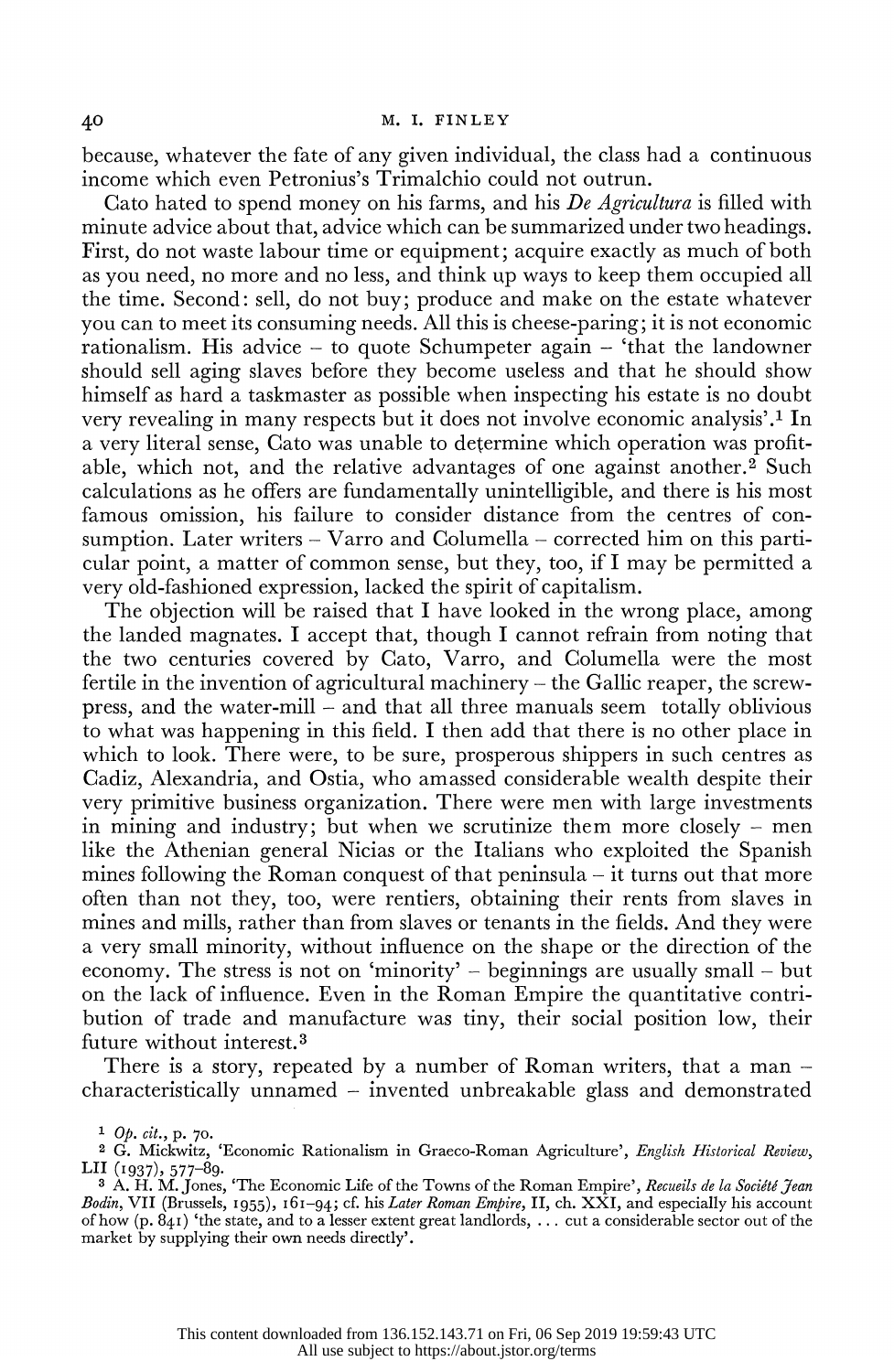because, whatever the fate of any given individual, the class had a continuous income which even Petronius's Trimalchio could not outrun.

Cato hated to spend money on his farms, and his *De Agricultura* is filled with minute advice about that, advice which can be summarized under two headings. First, do not waste labour time or equipment; acquire exactly as much of both as you need, no more and no less, and think up ways to keep them occupied all the time. Second: sell, do not buy; produce and make on the estate whatever you can to meet its consuming needs. All this is cheese-paring; it is not economic rationalism. His advice – to quote Schumpeter again – 'that the landowner should sell aging slaves before they become useless and that he should show himself as hard a taskmaster as possible when inspecting his estate is no doubt very revealing in many respects but it does not involve economic analysis'.[1] In a very literal sense, Cato was unable to determine which operation was profitable, which not, and the relative advantages of one against another.[2] Such calculations as he offers are fundamentally unintelligible, and there is his most famous omission, his failure to consider distance from the centres of consumption. Later writers – Varro and Columella – corrected him on this particular point, a matter of common sense, but they, too, if I may be permitted a very old-fashioned expression, lacked the spirit of capitalism.

The objection will be raised that I have looked in the wrong place, among the landed magnates. I accept that, though I cannot refrain from noting that the two centuries covered by Cato, Varro, and Columella were the most fertile in the invention of agricultural machinery – the Gallic reaper, the screw-press, and the water-mill – and that all three manuals seem totally oblivious to what was happening in this field. I then add that there is no other place in which to look. There were, to be sure, prosperous shippers in such centres as Cadiz, Alexandria, and Ostia, who amassed considerable wealth despite their very primitive business organization. There were men with large investments in mining and industry; but when we scrutinize them more closely – men like the Athenian general Nicias or the Italians who exploited the Spanish mines following the Roman conquest of that peninsula – it turns out that more often than not they, too, were rentiers, obtaining their rents from slaves in mines and mills, rather than from slaves or tenants in the fields. And they were a very small minority, without influence on the shape or the direction of the economy. The stress is not on 'minority' – beginnings are usually small – but on the lack of influence. Even in the Roman Empire the quantitative contribution of trade and manufacture was tiny, their social position low, their future without interest.[3]

There is a story, repeated by a number of Roman writers, that a man – characteristically unnamed – invented unbreakable glass and demonstrated

[1] *Op. cit.*, p. 70.

[2] G. Mickwitz, 'Economic Rationalism in Graeco-Roman Agriculture', *English Historical Review*, LII (1937), 577–89.

[3] A. H. M. Jones, 'The Economic Life of the Towns of the Roman Empire', *Recueils de la Société Jean Bodin*, VII (Brussels, 1955), 161–94; cf. his *Later Roman Empire*, II, ch. XXI, and especially his account of how (p. 841) 'the state, and to a lesser extent great landlords, ... cut a considerable sector out of the market by supplying their own needs directly'.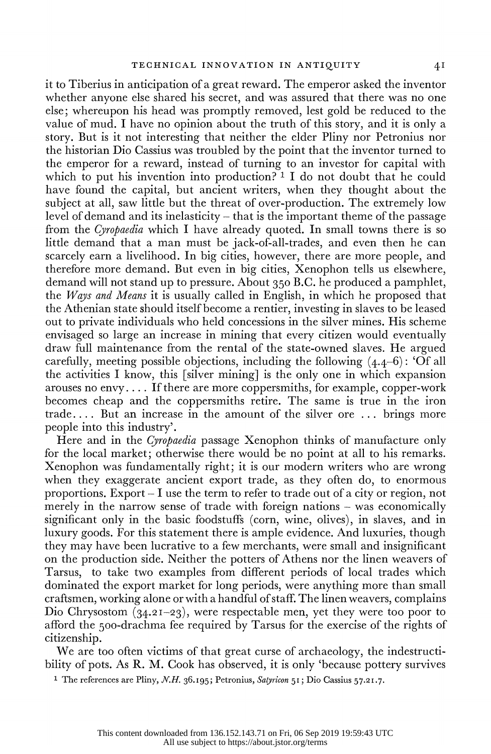it to Tiberius in anticipation of a great reward. The emperor asked the inventor whether anyone else shared his secret, and was assured that there was no one else; whereupon his head was promptly removed, lest gold be reduced to the value of mud. I have no opinion about the truth of this story, and it is only a story. But is it not interesting that neither the elder Pliny nor Petronius nor the historian Dio Cassius was troubled by the point that the inventor turned to the emperor for a reward, instead of turning to an investor for capital with which to put his invention into production? [1] I do not doubt that he could have found the capital, but ancient writers, when they thought about the subject at all, saw little but the threat of over-production. The extremely low level of demand and its inelasticity – that is the important theme of the passage from the *Cyropaedia* which I have already quoted. In small towns there is so little demand that a man must be jack-of-all-trades, and even then he can scarcely earn a livelihood. In big cities, however, there are more people, and therefore more demand. But even in big cities, Xenophon tells us elsewhere, demand will not stand up to pressure. About 350 B.C. he produced a pamphlet, the *Ways and Means* it is usually called in English, in which he proposed that the Athenian state should itself become a rentier, investing in slaves to be leased out to private individuals who held concessions in the silver mines. His scheme envisaged so large an increase in mining that every citizen would eventually draw full maintenance from the rental of the state-owned slaves. He argued carefully, meeting possible objections, including the following (4.4–6): 'Of all the activities I know, this [silver mining] is the only one in which expansion arouses no envy. . . . If there are more coppersmiths, for example, copper-work becomes cheap and the coppersmiths retire. The same is true in the iron trade. . . . But an increase in the amount of the silver ore . . . brings more people into this industry'.

Here and in the *Cyropaedia* passage Xenophon thinks of manufacture only for the local market; otherwise there would be no point at all to his remarks. Xenophon was fundamentally right; it is our modern writers who are wrong when they exaggerate ancient export trade, as they often do, to enormous proportions. Export – I use the term to refer to trade out of a city or region, not merely in the narrow sense of trade with foreign nations – was economically significant only in the basic foodstuffs (corn, wine, olives), in slaves, and in luxury goods. For this statement there is ample evidence. And luxuries, though they may have been lucrative to a few merchants, were small and insignificant on the production side. Neither the potters of Athens nor the linen weavers of Tarsus, to take two examples from different periods of local trades which dominated the export market for long periods, were anything more than small craftsmen, working alone or with a handful of staff. The linen weavers, complains Dio Chrysostom (34.21–23), were respectable men, yet they were too poor to afford the 500-drachma fee required by Tarsus for the exercise of the rights of citizenship.

We are too often victims of that great curse of archaeology, the indestructibility of pots. As R. M. Cook has observed, it is only 'because pottery survives

[1] The references are Pliny, *N.H.* 36.195; Petronius, *Satyricon* 51; Dio Cassius 57.21.7.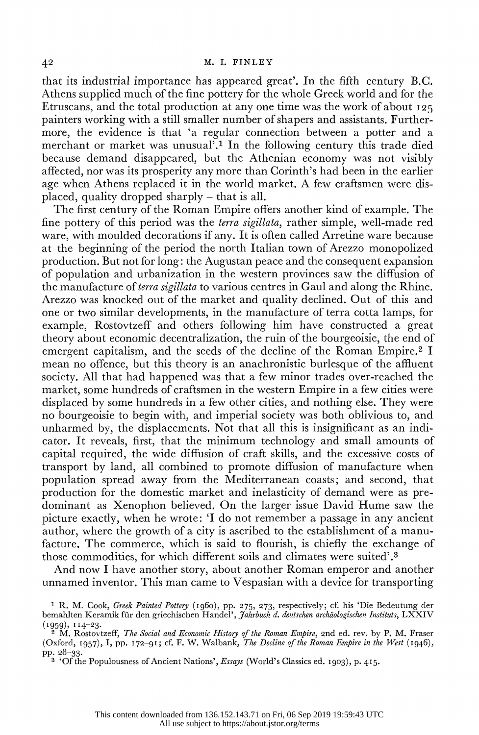that its industrial importance has appeared great'. In the fifth century B.C. Athens supplied much of the fine pottery for the whole Greek world and for the Etruscans, and the total production at any one time was the work of about 125 painters working with a still smaller number of shapers and assistants. Furthermore, the evidence is that 'a regular connection between a potter and a merchant or market was unusual'.[1] In the following century this trade died because demand disappeared, but the Athenian economy was not visibly affected, nor was its prosperity any more than Corinth's had been in the earlier age when Athens replaced it in the world market. A few craftsmen were displaced, quality dropped sharply – that is all.

The first century of the Roman Empire offers another kind of example. The fine pottery of this period was the *terra sigillata*, rather simple, well-made red ware, with moulded decorations if any. It is often called Arretine ware because at the beginning of the period the north Italian town of Arezzo monopolized production. But not for long: the Augustan peace and the consequent expansion of population and urbanization in the western provinces saw the diffusion of the manufacture of *terra sigillata* to various centres in Gaul and along the Rhine. Arezzo was knocked out of the market and quality declined. Out of this and one or two similar developments, in the manufacture of terra cotta lamps, for example, Rostovtzeff and others following him have constructed a great theory about economic decentralization, the ruin of the bourgeoisie, the end of emergent capitalism, and the seeds of the decline of the Roman Empire.[2] I mean no offence, but this theory is an anachronistic burlesque of the affluent society. All that had happened was that a few minor trades over-reached the market, some hundreds of craftsmen in the western Empire in a few cities were displaced by some hundreds in a few other cities, and nothing else. They were no bourgeoisie to begin with, and imperial society was both oblivious to, and unharmed by, the displacements. Not that all this is insignificant as an indicator. It reveals, first, that the minimum technology and small amounts of capital required, the wide diffusion of craft skills, and the excessive costs of transport by land, all combined to promote diffusion of manufacture when population spread away from the Mediterranean coasts; and second, that production for the domestic market and inelasticity of demand were as predominant as Xenophon believed. On the larger issue David Hume saw the picture exactly, when he wrote: 'I do not remember a passage in any ancient author, where the growth of a city is ascribed to the establishment of a manufacture. The commerce, which is said to flourish, is chiefly the exchange of those commodities, for which different soils and climates were suited'.[3]

And now I have another story, about another Roman emperor and another unnamed inventor. This man came to Vespasian with a device for transporting

[1] R. M. Cook, *Greek Painted Pottery* (1960), pp. 275, 273, respectively; cf. his 'Die Bedeutung der bemahlten Keramik für den griechischen Handel', *Jahrbuch d. deutschen archäologischen Instituts*, LXXIV (1959), 114–23.

[2] M. Rostovtzeff, *The Social and Economic History of the Roman Empire*, 2nd ed. rev. by P. M. Fraser (Oxford, 1957), I, pp. 172–91; cf. F. W. Walbank, *The Decline of the Roman Empire in the West* (1946), pp. 28–33.

[3] 'Of the Populousness of Ancient Nations', *Essays* (World's Classics ed. 1903), p. 415.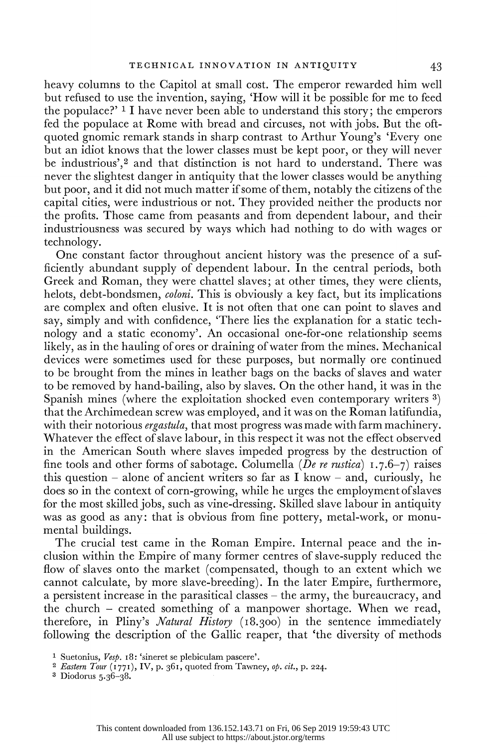heavy columns to the Capitol at small cost. The emperor rewarded him well but refused to use the invention, saying, 'How will it be possible for me to feed the populace?' [1] I have never been able to understand this story; the emperors fed the populace at Rome with bread and circuses, not with jobs. But the oft-quoted gnomic remark stands in sharp contrast to Arthur Young's 'Every one but an idiot knows that the lower classes must be kept poor, or they will never be industrious',[2] and that distinction is not hard to understand. There was never the slightest danger in antiquity that the lower classes would be anything but poor, and it did not much matter if some of them, notably the citizens of the capital cities, were industrious or not. They provided neither the products nor the profits. Those came from peasants and from dependent labour, and their industriousness was secured by ways which had nothing to do with wages or technology.

One constant factor throughout ancient history was the presence of a sufficiently abundant supply of dependent labour. In the central periods, both Greek and Roman, they were chattel slaves; at other times, they were clients, helots, debt-bondsmen, *coloni*. This is obviously a key fact, but its implications are complex and often elusive. It is not often that one can point to slaves and say, simply and with confidence, 'There lies the explanation for a static technology and a static economy'. An occasional one-for-one relationship seems likely, as in the hauling of ores or draining of water from the mines. Mechanical devices were sometimes used for these purposes, but normally ore continued to be brought from the mines in leather bags on the backs of slaves and water to be removed by hand-bailing, also by slaves. On the other hand, it was in the Spanish mines (where the exploitation shocked even contemporary writers [3]) that the Archimedean screw was employed, and it was on the Roman latifundia, with their notorious *ergastula*, that most progress was made with farm machinery. Whatever the effect of slave labour, in this respect it was not the effect observed in the American South where slaves impeded progress by the destruction of fine tools and other forms of sabotage. Columella (*De re rustica*) 1.7.6–7) raises this question – alone of ancient writers so far as I know – and, curiously, he does so in the context of corn-growing, while he urges the employment of slaves for the most skilled jobs, such as vine-dressing. Skilled slave labour in antiquity was as good as any: that is obvious from fine pottery, metal-work, or monumental buildings.

The crucial test came in the Roman Empire. Internal peace and the inclusion within the Empire of many former centres of slave-supply reduced the flow of slaves onto the market (compensated, though to an extent which we cannot calculate, by more slave-breeding). In the later Empire, furthermore, a persistent increase in the parasitical classes – the army, the bureaucracy, and the church – created something of a manpower shortage. When we read, therefore, in Pliny's *Natural History* (18.300) in the sentence immediately following the description of the Gallic reaper, that 'the diversity of methods

[1] Suetonius, *Vesp.* 18: 'sineret se plebiculam pascere'.

[2] *Eastern Tour* (1771), IV, p. 361, quoted from Tawney, *op. cit.*, p. 224.

[3] Diodorus 5.36–38.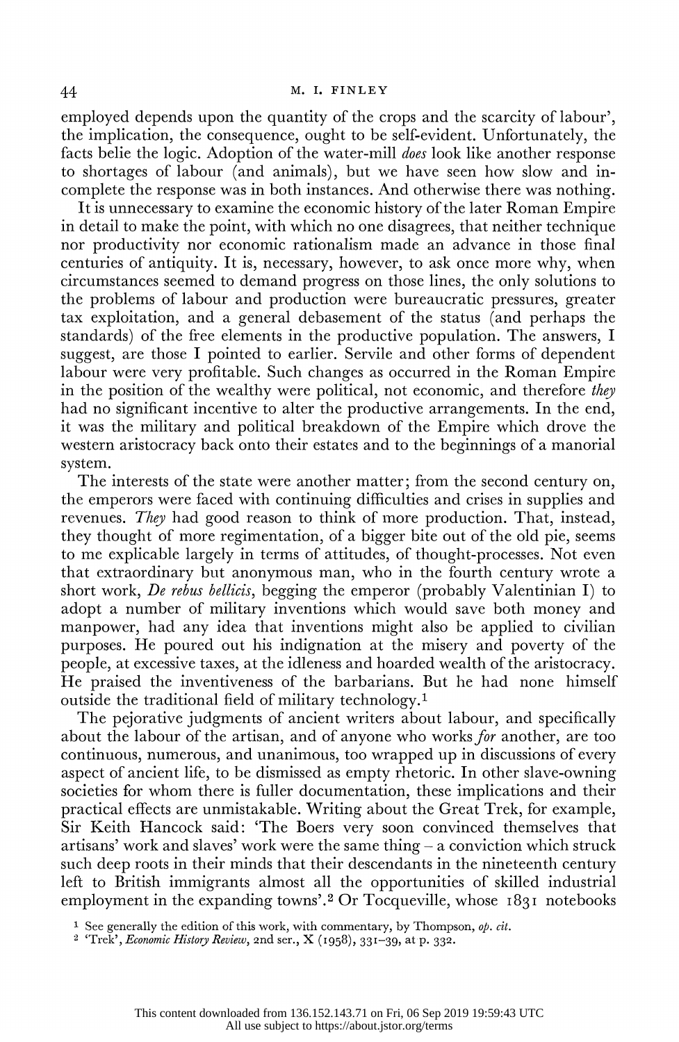employed depends upon the quantity of the crops and the scarcity of labour', the implication, the consequence, ought to be self-evident. Unfortunately, the facts belie the logic. Adoption of the water-mill *does* look like another response to shortages of labour (and animals), but we have seen how slow and incomplete the response was in both instances. And otherwise there was nothing.

It is unnecessary to examine the economic history of the later Roman Empire in detail to make the point, with which no one disagrees, that neither technique nor productivity nor economic rationalism made an advance in those final centuries of antiquity. It is, necessary, however, to ask once more why, when circumstances seemed to demand progress on those lines, the only solutions to the problems of labour and production were bureaucratic pressures, greater tax exploitation, and a general debasement of the status (and perhaps the standards) of the free elements in the productive population. The answers, I suggest, are those I pointed to earlier. Servile and other forms of dependent labour were very profitable. Such changes as occurred in the Roman Empire in the position of the wealthy were political, not economic, and therefore *they* had no significant incentive to alter the productive arrangements. In the end, it was the military and political breakdown of the Empire which drove the western aristocracy back onto their estates and to the beginnings of a manorial system.

The interests of the state were another matter; from the second century on, the emperors were faced with continuing difficulties and crises in supplies and revenues. *They* had good reason to think of more production. That, instead, they thought of more regimentation, of a bigger bite out of the old pie, seems to me explicable largely in terms of attitudes, of thought-processes. Not even that extraordinary but anonymous man, who in the fourth century wrote a short work, *De rebus bellicis*, begging the emperor (probably Valentinian I) to adopt a number of military inventions which would save both money and manpower, had any idea that inventions might also be applied to civilian purposes. He poured out his indignation at the misery and poverty of the people, at excessive taxes, at the idleness and hoarded wealth of the aristocracy. He praised the inventiveness of the barbarians. But he had none himself outside the traditional field of military technology.[1]

The pejorative judgments of ancient writers about labour, and specifically about the labour of the artisan, and of anyone who works *for* another, are too continuous, numerous, and unanimous, too wrapped up in discussions of every aspect of ancient life, to be dismissed as empty rhetoric. In other slave-owning societies for whom there is fuller documentation, these implications and their practical effects are unmistakable. Writing about the Great Trek, for example, Sir Keith Hancock said: 'The Boers very soon convinced themselves that artisans' work and slaves' work were the same thing – a conviction which struck such deep roots in their minds that their descendants in the nineteenth century left to British immigrants almost all the opportunities of skilled industrial employment in the expanding towns'.[2] Or Tocqueville, whose 1831 notebooks

[1] See generally the edition of this work, with commentary, by Thompson, *op. cit.*

[2] 'Trek', *Economic History Review*, 2nd ser., X (1958), 331–39, at p. 332.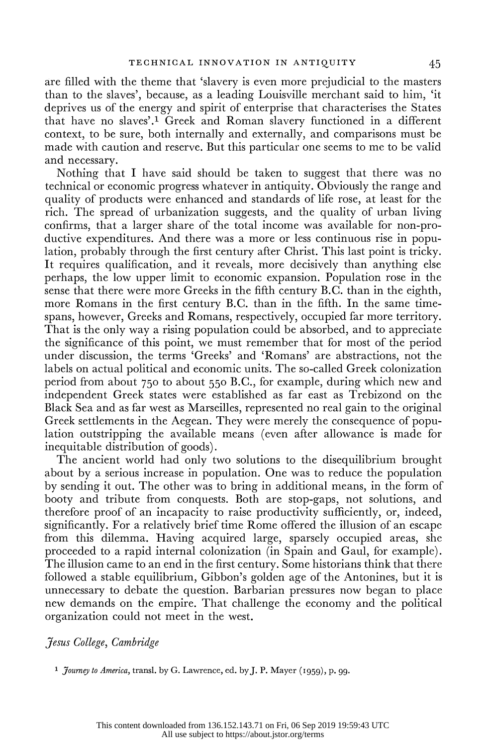are filled with the theme that 'slavery is even more prejudicial to the masters than to the slaves', because, as a leading Louisville merchant said to him, 'it deprives us of the energy and spirit of enterprise that characterises the States that have no slaves'.[1] Greek and Roman slavery functioned in a different context, to be sure, both internally and externally, and comparisons must be made with caution and reserve. But this particular one seems to me to be valid and necessary.

Nothing that I have said should be taken to suggest that there was no technical or economic progress whatever in antiquity. Obviously the range and quality of products were enhanced and standards of life rose, at least for the rich. The spread of urbanization suggests, and the quality of urban living confirms, that a larger share of the total income was available for non-productive expenditures. And there was a more or less continuous rise in population, probably through the first century after Christ. This last point is tricky. It requires qualification, and it reveals, more decisively than anything else perhaps, the low upper limit to economic expansion. Population rose in the sense that there were more Greeks in the fifth century B.C. than in the eighth, more Romans in the first century B.C. than in the fifth. In the same time-spans, however, Greeks and Romans, respectively, occupied far more territory. That is the only way a rising population could be absorbed, and to appreciate the significance of this point, we must remember that for most of the period under discussion, the terms 'Greeks' and 'Romans' are abstractions, not the labels on actual political and economic units. The so-called Greek colonization period from about 750 to about 550 B.C., for example, during which new and independent Greek states were established as far east as Trebizond on the Black Sea and as far west as Marseilles, represented no real gain to the original Greek settlements in the Aegean. They were merely the consequence of population outstripping the available means (even after allowance is made for inequitable distribution of goods).

The ancient world had only two solutions to the disequilibrium brought about by a serious increase in population. One was to reduce the population by sending it out. The other was to bring in additional means, in the form of booty and tribute from conquests. Both are stop-gaps, not solutions, and therefore proof of an incapacity to raise productivity sufficiently, or, indeed, significantly. For a relatively brief time Rome offered the illusion of an escape from this dilemma. Having acquired large, sparsely occupied areas, she proceeded to a rapid internal colonization (in Spain and Gaul, for example). The illusion came to an end in the first century. Some historians think that there followed a stable equilibrium, Gibbon's golden age of the Antonines, but it is unnecessary to debate the question. Barbarian pressures now began to place new demands on the empire. That challenge the economy and the political organization could not meet in the west.

*Jesus College, Cambridge*

[1] *Journey to America*, transl. by G. Lawrence, ed. by J. P. Mayer (1959), p. 99.